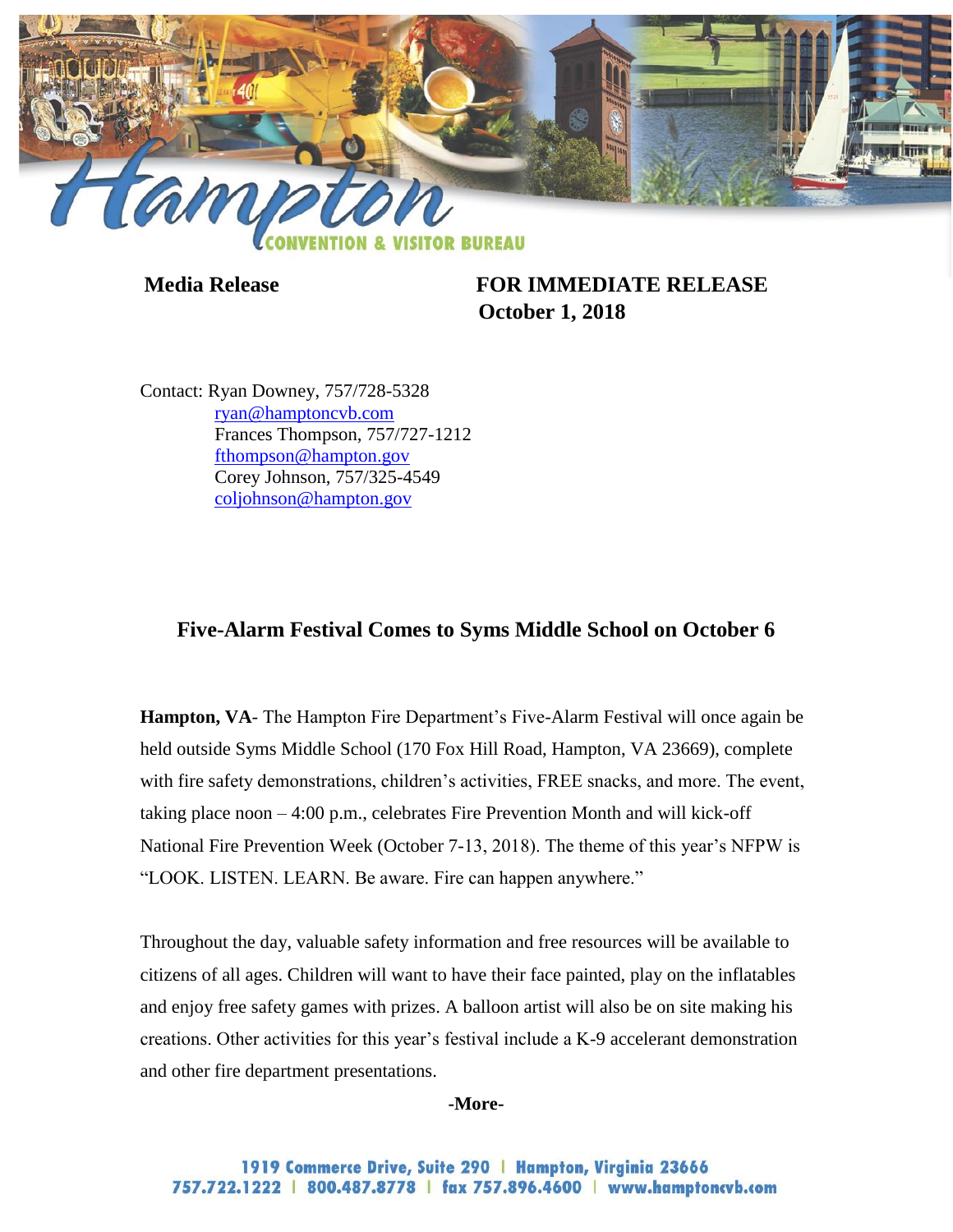**Media Release** **FOR IMMEDIATE RELEASE**
**October 1, 2018**

Contact: Ryan Downey, 757/728-5328
ryan@hamptoncvb.com
Frances Thompson, 757/727-1212
fthompson@hampton.gov
Corey Johnson, 757/325-4549
coljohnson@hampton.gov

## Five-Alarm Festival Comes to Syms Middle School on October 6

**Hampton, VA**- The Hampton Fire Department's Five-Alarm Festival will once again be held outside Syms Middle School (170 Fox Hill Road, Hampton, VA 23669), complete with fire safety demonstrations, children's activities, FREE snacks, and more. The event, taking place noon – 4:00 p.m., celebrates Fire Prevention Month and will kick-off National Fire Prevention Week (October 7-13, 2018). The theme of this year's NFPW is "LOOK. LISTEN. LEARN. Be aware. Fire can happen anywhere."

Throughout the day, valuable safety information and free resources will be available to citizens of all ages. Children will want to have their face painted, play on the inflatables and enjoy free safety games with prizes. A balloon artist will also be on site making his creations. Other activities for this year's festival include a K-9 accelerant demonstration and other fire department presentations.

**-More-**

1919 Commerce Drive, Suite 290 | Hampton, Virginia 23666
757.722.1222 | 800.487.8778 | fax 757.896.4600 | www.hamptoncvb.com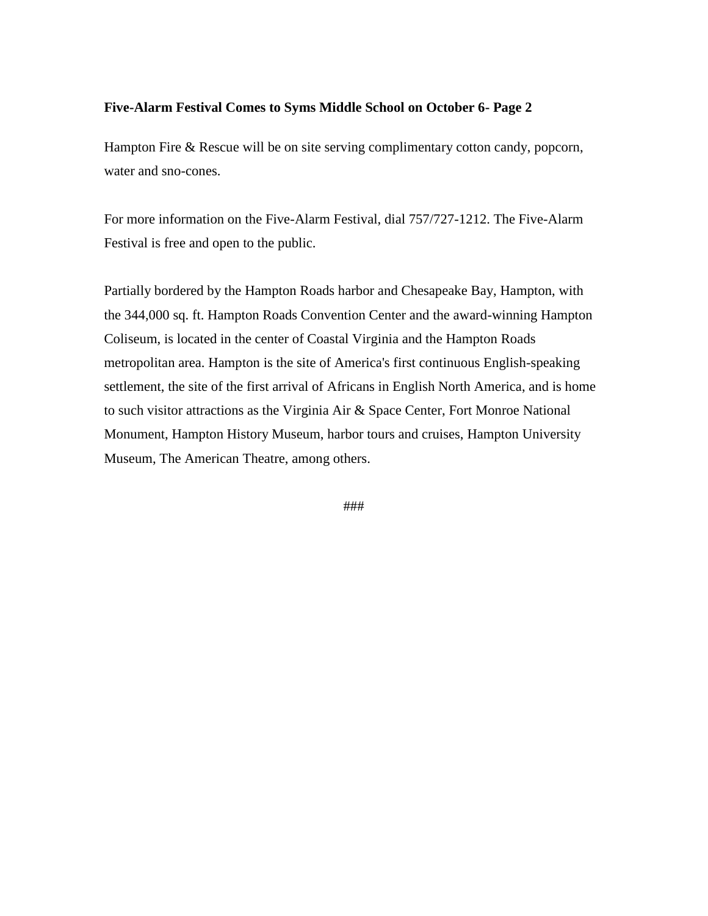Hampton Fire & Rescue will be on site serving complimentary cotton candy, popcorn, water and sno-cones.

For more information on the Five-Alarm Festival, dial 757/727-1212. The Five-Alarm Festival is free and open to the public.

Partially bordered by the Hampton Roads harbor and Chesapeake Bay, Hampton, with the 344,000 sq. ft. Hampton Roads Convention Center and the award-winning Hampton Coliseum, is located in the center of Coastal Virginia and the Hampton Roads metropolitan area. Hampton is the site of America's first continuous English-speaking settlement, the site of the first arrival of Africans in English North America, and is home to such visitor attractions as the Virginia Air & Space Center, Fort Monroe National Monument, Hampton History Museum, harbor tours and cruises, Hampton University Museum, The American Theatre, among others.

###